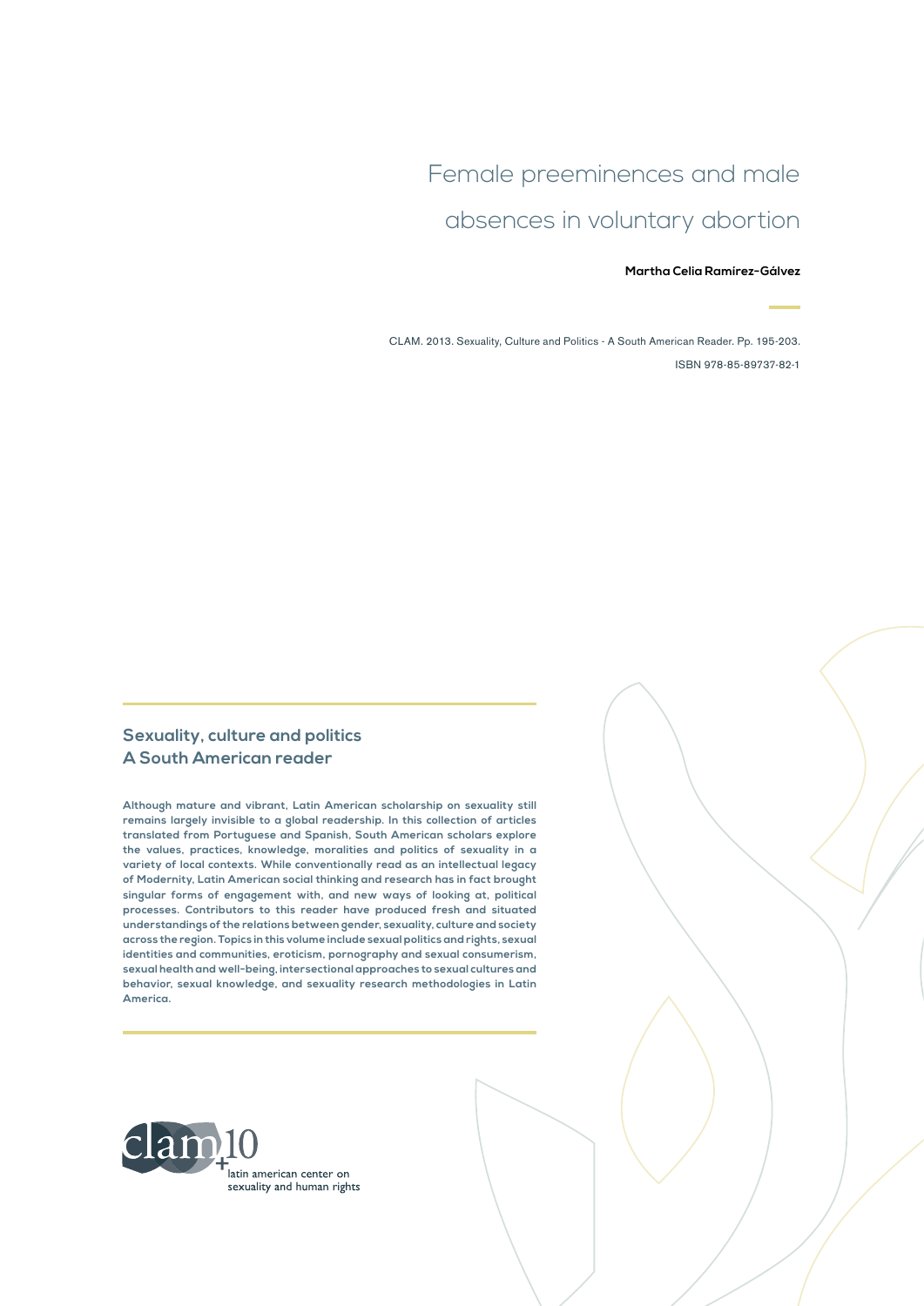# Female preeminences and male absences in voluntary abortion

**Martha Celia Ramírez-Gálvez**

CLAM. 2013. Sexuality, Culture and Politics - A South American Reader. Pp. 195-203.

ISBN 978-85-89737-82-1

## Sexuality, culture and politics
## A South American reader

**Although mature and vibrant, Latin American scholarship on sexuality still remains largely invisible to a global readership. In this collection of articles translated from Portuguese and Spanish, South American scholars explore the values, practices, knowledge, moralities and politics of sexuality in a variety of local contexts. While conventionally read as an intellectual legacy of Modernity, Latin American social thinking and research has in fact brought singular forms of engagement with, and new ways of looking at, political processes. Contributors to this reader have produced fresh and situated understandings of the relations between gender, sexuality, culture and society across the region. Topics in this volume include sexual politics and rights, sexual identities and communities, eroticism, pornography and sexual consumerism, sexual health and well-being, intersectional approaches to sexual cultures and behavior, sexual knowledge, and sexuality research methodologies in Latin America.**

clam+10
latin american center on sexuality and human rights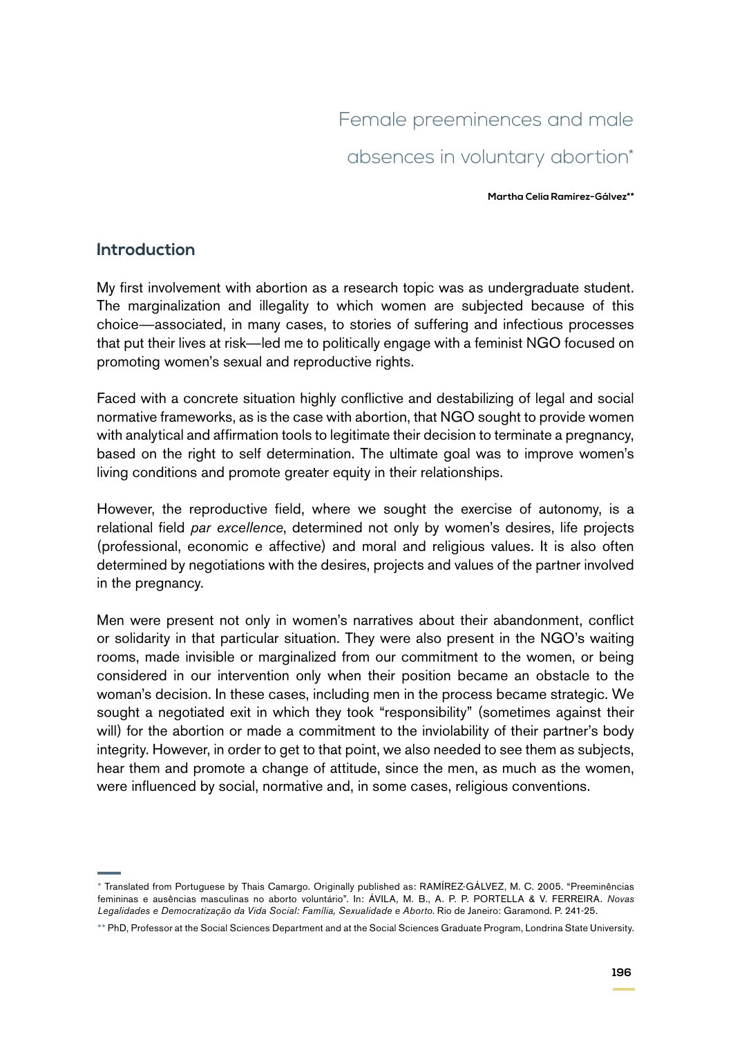# Female preeminences and male absences in voluntary abortion*

**Martha Celia Ramírez-Gálvez****

## Introduction

My first involvement with abortion as a research topic was as undergraduate student. The marginalization and illegality to which women are subjected because of this choice—associated, in many cases, to stories of suffering and infectious processes that put their lives at risk—led me to politically engage with a feminist NGO focused on promoting women's sexual and reproductive rights.

Faced with a concrete situation highly conflictive and destabilizing of legal and social normative frameworks, as is the case with abortion, that NGO sought to provide women with analytical and affirmation tools to legitimate their decision to terminate a pregnancy, based on the right to self determination. The ultimate goal was to improve women's living conditions and promote greater equity in their relationships.

However, the reproductive field, where we sought the exercise of autonomy, is a relational field *par excellence*, determined not only by women's desires, life projects (professional, economic e affective) and moral and religious values. It is also often determined by negotiations with the desires, projects and values of the partner involved in the pregnancy.

Men were present not only in women's narratives about their abandonment, conflict or solidarity in that particular situation. They were also present in the NGO's waiting rooms, made invisible or marginalized from our commitment to the women, or being considered in our intervention only when their position became an obstacle to the woman's decision. In these cases, including men in the process became strategic. We sought a negotiated exit in which they took "responsibility" (sometimes against their will) for the abortion or made a commitment to the inviolability of their partner's body integrity. However, in order to get to that point, we also needed to see them as subjects, hear them and promote a change of attitude, since the men, as much as the women, were influenced by social, normative and, in some cases, religious conventions.

---

\* Translated from Portuguese by Thais Camargo. Originally published as: RAMÍREZ-GÁLVEZ, M. C. 2005. "Preeminências femininas e ausências masculinas no aborto voluntário". In: ÁVILA, M. B., A. P. P. PORTELLA & V. FERREIRA. *Novas Legalidades e Democratização da Vida Social: Família, Sexualidade e Aborto*. Rio de Janeiro: Garamond. P. 241-25.

\*\* PhD, Professor at the Social Sciences Department and at the Social Sciences Graduate Program, Londrina State University.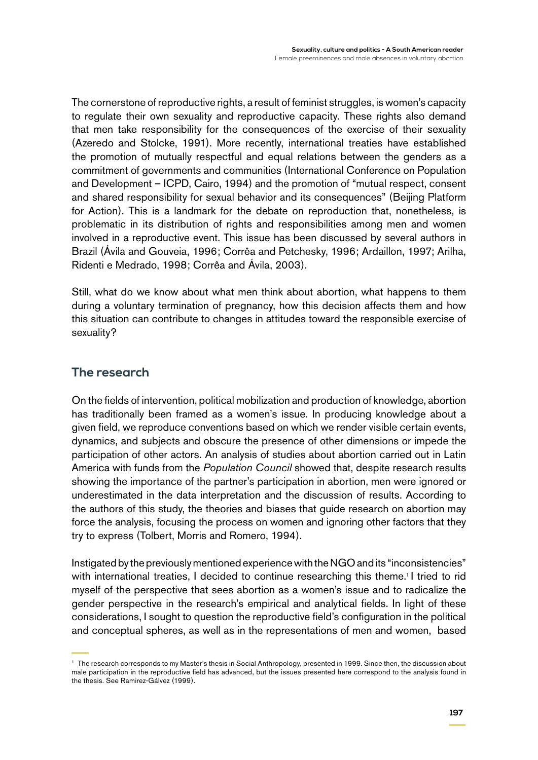The cornerstone of reproductive rights, a result of feminist struggles, is women's capacity to regulate their own sexuality and reproductive capacity. These rights also demand that men take responsibility for the consequences of the exercise of their sexuality (Azeredo and Stolcke, 1991). More recently, international treaties have established the promotion of mutually respectful and equal relations between the genders as a commitment of governments and communities (International Conference on Population and Development – ICPD, Cairo, 1994) and the promotion of "mutual respect, consent and shared responsibility for sexual behavior and its consequences" (Beijing Platform for Action). This is a landmark for the debate on reproduction that, nonetheless, is problematic in its distribution of rights and responsibilities among men and women involved in a reproductive event. This issue has been discussed by several authors in Brazil (Ávila and Gouveia, 1996; Corrêa and Petchesky, 1996; Ardaillon, 1997; Arilha, Ridenti e Medrado, 1998; Corrêa and Ávila, 2003).

Still, what do we know about what men think about abortion, what happens to them during a voluntary termination of pregnancy, how this decision affects them and how this situation can contribute to changes in attitudes toward the responsible exercise of sexuality?

## The research

On the fields of intervention, political mobilization and production of knowledge, abortion has traditionally been framed as a women's issue. In producing knowledge about a given field, we reproduce conventions based on which we render visible certain events, dynamics, and subjects and obscure the presence of other dimensions or impede the participation of other actors. An analysis of studies about abortion carried out in Latin America with funds from the *Population Council* showed that, despite research results showing the importance of the partner's participation in abortion, men were ignored or underestimated in the data interpretation and the discussion of results. According to the authors of this study, the theories and biases that guide research on abortion may force the analysis, focusing the process on women and ignoring other factors that they try to express (Tolbert, Morris and Romero, 1994).

Instigated by the previously mentioned experience with the NGO and its "inconsistencies" with international treaties, I decided to continue researching this theme.[1] I tried to rid myself of the perspective that sees abortion as a women's issue and to radicalize the gender perspective in the research's empirical and analytical fields. In light of these considerations, I sought to question the reproductive field's configuration in the political and conceptual spheres, as well as in the representations of men and women, based

[1] The research corresponds to my Master's thesis in Social Anthropology, presented in 1999. Since then, the discussion about male participation in the reproductive field has advanced, but the issues presented here correspond to the analysis found in the thesis. See Ramirez-Gálvez (1999).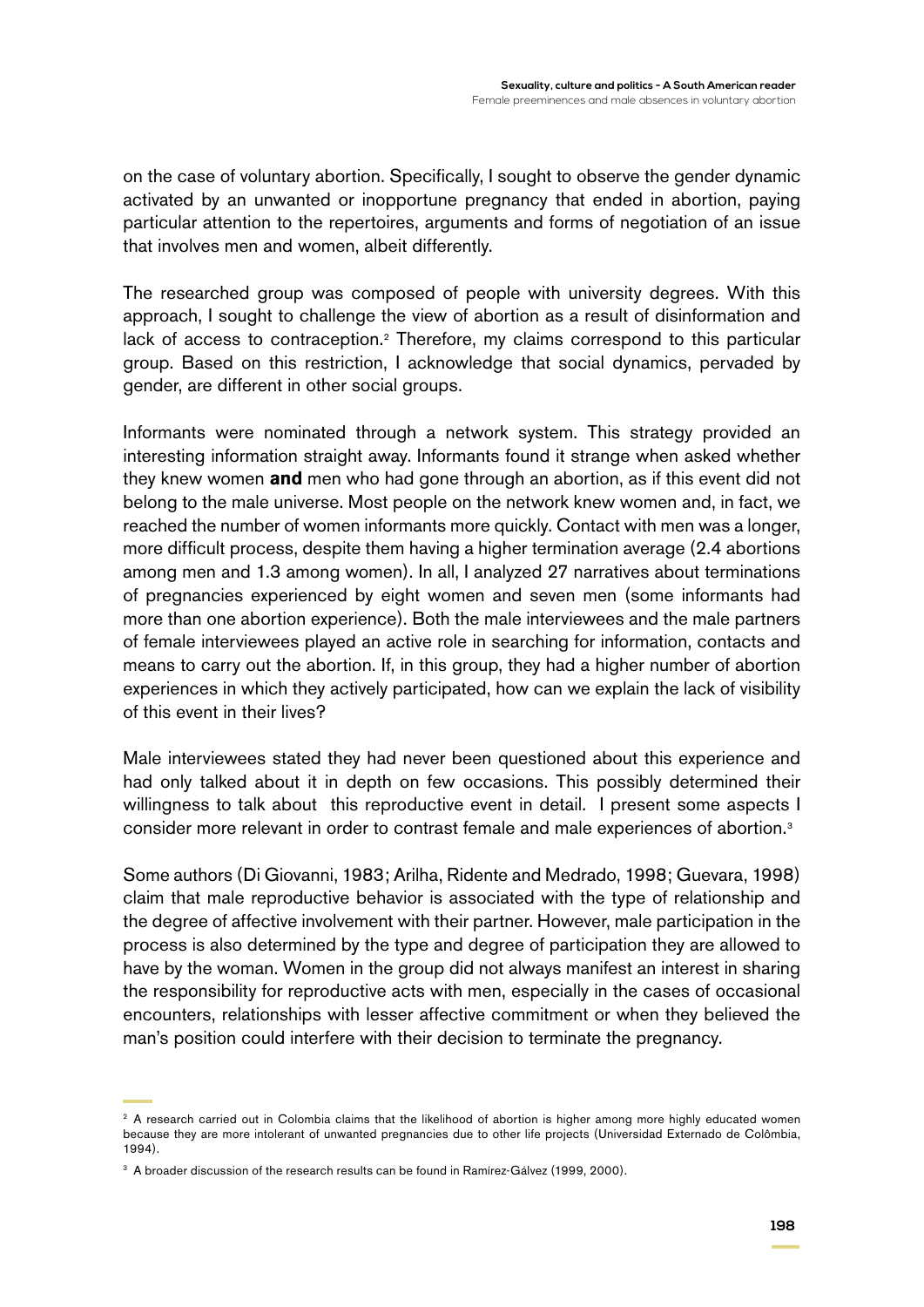on the case of voluntary abortion. Specifically, I sought to observe the gender dynamic activated by an unwanted or inopportune pregnancy that ended in abortion, paying particular attention to the repertoires, arguments and forms of negotiation of an issue that involves men and women, albeit differently.

The researched group was composed of people with university degrees. With this approach, I sought to challenge the view of abortion as a result of disinformation and lack of access to contraception.[2] Therefore, my claims correspond to this particular group. Based on this restriction, I acknowledge that social dynamics, pervaded by gender, are different in other social groups.

Informants were nominated through a network system. This strategy provided an interesting information straight away. Informants found it strange when asked whether they knew women **and** men who had gone through an abortion, as if this event did not belong to the male universe. Most people on the network knew women and, in fact, we reached the number of women informants more quickly. Contact with men was a longer, more difficult process, despite them having a higher termination average (2.4 abortions among men and 1.3 among women). In all, I analyzed 27 narratives about terminations of pregnancies experienced by eight women and seven men (some informants had more than one abortion experience). Both the male interviewees and the male partners of female interviewees played an active role in searching for information, contacts and means to carry out the abortion. If, in this group, they had a higher number of abortion experiences in which they actively participated, how can we explain the lack of visibility of this event in their lives?

Male interviewees stated they had never been questioned about this experience and had only talked about it in depth on few occasions. This possibly determined their willingness to talk about this reproductive event in detail. I present some aspects I consider more relevant in order to contrast female and male experiences of abortion.[3]

Some authors (Di Giovanni, 1983; Arilha, Ridente and Medrado, 1998; Guevara, 1998) claim that male reproductive behavior is associated with the type of relationship and the degree of affective involvement with their partner. However, male participation in the process is also determined by the type and degree of participation they are allowed to have by the woman. Women in the group did not always manifest an interest in sharing the responsibility for reproductive acts with men, especially in the cases of occasional encounters, relationships with lesser affective commitment or when they believed the man's position could interfere with their decision to terminate the pregnancy.

---

[2] A research carried out in Colombia claims that the likelihood of abortion is higher among more highly educated women because they are more intolerant of unwanted pregnancies due to other life projects (Universidad Externado de Colômbia, 1994).

[3] A broader discussion of the research results can be found in Ramírez-Gálvez (1999, 2000).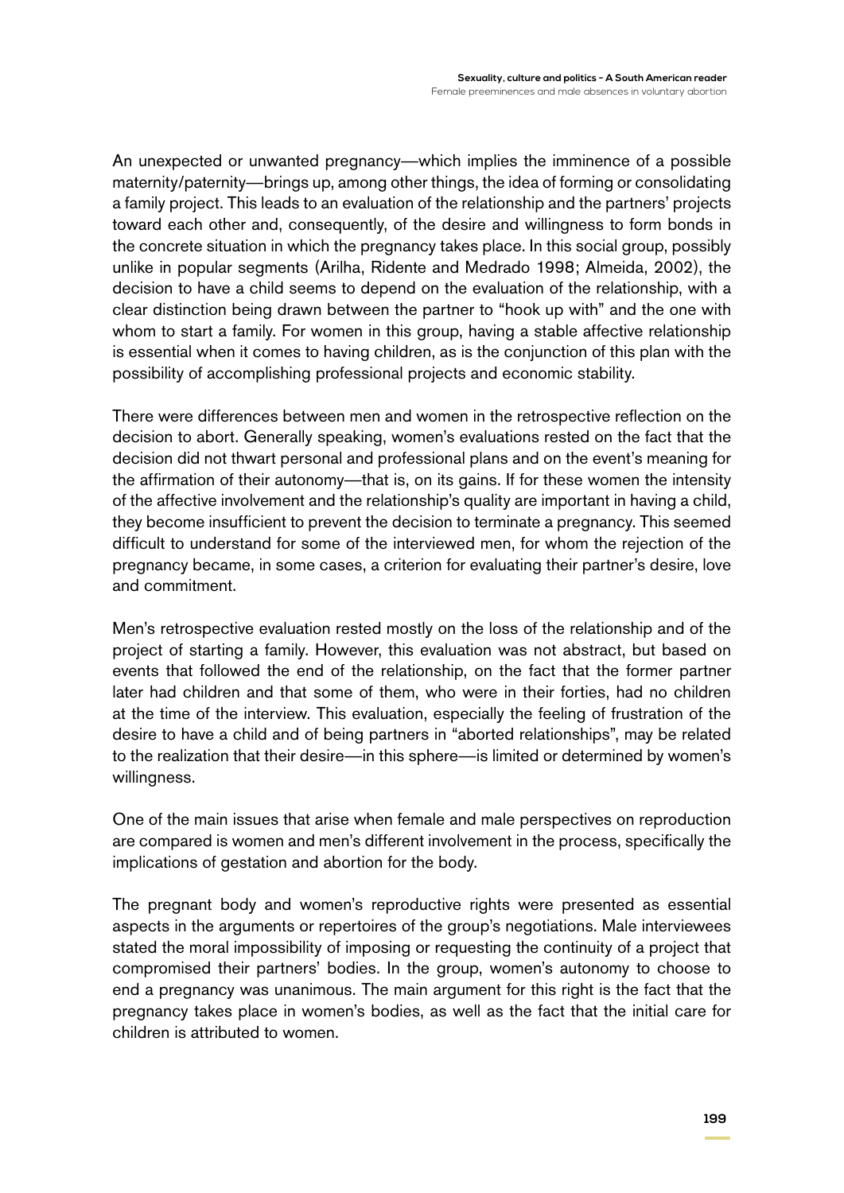An unexpected or unwanted pregnancy—which implies the imminence of a possible maternity/paternity—brings up, among other things, the idea of forming or consolidating a family project. This leads to an evaluation of the relationship and the partners' projects toward each other and, consequently, of the desire and willingness to form bonds in the concrete situation in which the pregnancy takes place. In this social group, possibly unlike in popular segments (Arilha, Ridente and Medrado 1998; Almeida, 2002), the decision to have a child seems to depend on the evaluation of the relationship, with a clear distinction being drawn between the partner to "hook up with" and the one with whom to start a family. For women in this group, having a stable affective relationship is essential when it comes to having children, as is the conjunction of this plan with the possibility of accomplishing professional projects and economic stability.

There were differences between men and women in the retrospective reflection on the decision to abort. Generally speaking, women's evaluations rested on the fact that the decision did not thwart personal and professional plans and on the event's meaning for the affirmation of their autonomy—that is, on its gains. If for these women the intensity of the affective involvement and the relationship's quality are important in having a child, they become insufficient to prevent the decision to terminate a pregnancy. This seemed difficult to understand for some of the interviewed men, for whom the rejection of the pregnancy became, in some cases, a criterion for evaluating their partner's desire, love and commitment.

Men's retrospective evaluation rested mostly on the loss of the relationship and of the project of starting a family. However, this evaluation was not abstract, but based on events that followed the end of the relationship, on the fact that the former partner later had children and that some of them, who were in their forties, had no children at the time of the interview. This evaluation, especially the feeling of frustration of the desire to have a child and of being partners in "aborted relationships", may be related to the realization that their desire—in this sphere—is limited or determined by women's willingness.

One of the main issues that arise when female and male perspectives on reproduction are compared is women and men's different involvement in the process, specifically the implications of gestation and abortion for the body.

The pregnant body and women's reproductive rights were presented as essential aspects in the arguments or repertoires of the group's negotiations. Male interviewees stated the moral impossibility of imposing or requesting the continuity of a project that compromised their partners' bodies. In the group, women's autonomy to choose to end a pregnancy was unanimous. The main argument for this right is the fact that the pregnancy takes place in women's bodies, as well as the fact that the initial care for children is attributed to women.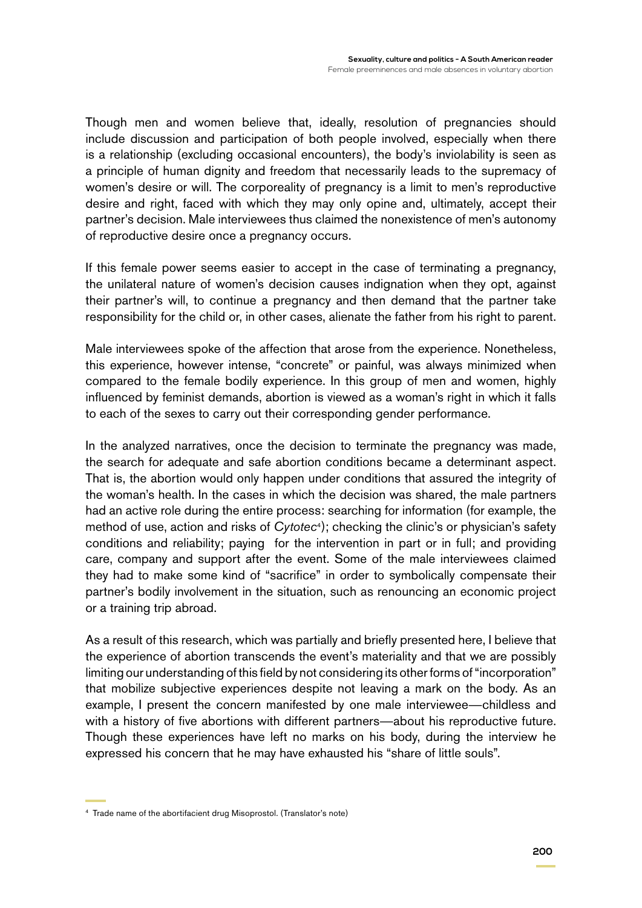Though men and women believe that, ideally, resolution of pregnancies should include discussion and participation of both people involved, especially when there is a relationship (excluding occasional encounters), the body's inviolability is seen as a principle of human dignity and freedom that necessarily leads to the supremacy of women's desire or will. The corporeality of pregnancy is a limit to men's reproductive desire and right, faced with which they may only opine and, ultimately, accept their partner's decision. Male interviewees thus claimed the nonexistence of men's autonomy of reproductive desire once a pregnancy occurs.

If this female power seems easier to accept in the case of terminating a pregnancy, the unilateral nature of women's decision causes indignation when they opt, against their partner's will, to continue a pregnancy and then demand that the partner take responsibility for the child or, in other cases, alienate the father from his right to parent.

Male interviewees spoke of the affection that arose from the experience. Nonetheless, this experience, however intense, "concrete" or painful, was always minimized when compared to the female bodily experience. In this group of men and women, highly influenced by feminist demands, abortion is viewed as a woman's right in which it falls to each of the sexes to carry out their corresponding gender performance.

In the analyzed narratives, once the decision to terminate the pregnancy was made, the search for adequate and safe abortion conditions became a determinant aspect. That is, the abortion would only happen under conditions that assured the integrity of the woman's health. In the cases in which the decision was shared, the male partners had an active role during the entire process: searching for information (for example, the method of use, action and risks of *Cytotec*[4]); checking the clinic's or physician's safety conditions and reliability; paying for the intervention in part or in full; and providing care, company and support after the event. Some of the male interviewees claimed they had to make some kind of "sacrifice" in order to symbolically compensate their partner's bodily involvement in the situation, such as renouncing an economic project or a training trip abroad.

As a result of this research, which was partially and briefly presented here, I believe that the experience of abortion transcends the event's materiality and that we are possibly limiting our understanding of this field by not considering its other forms of "incorporation" that mobilize subjective experiences despite not leaving a mark on the body. As an example, I present the concern manifested by one male interviewee—childless and with a history of five abortions with different partners—about his reproductive future. Though these experiences have left no marks on his body, during the interview he expressed his concern that he may have exhausted his "share of little souls".

---

[4] Trade name of the abortifacient drug Misoprostol. (Translator's note)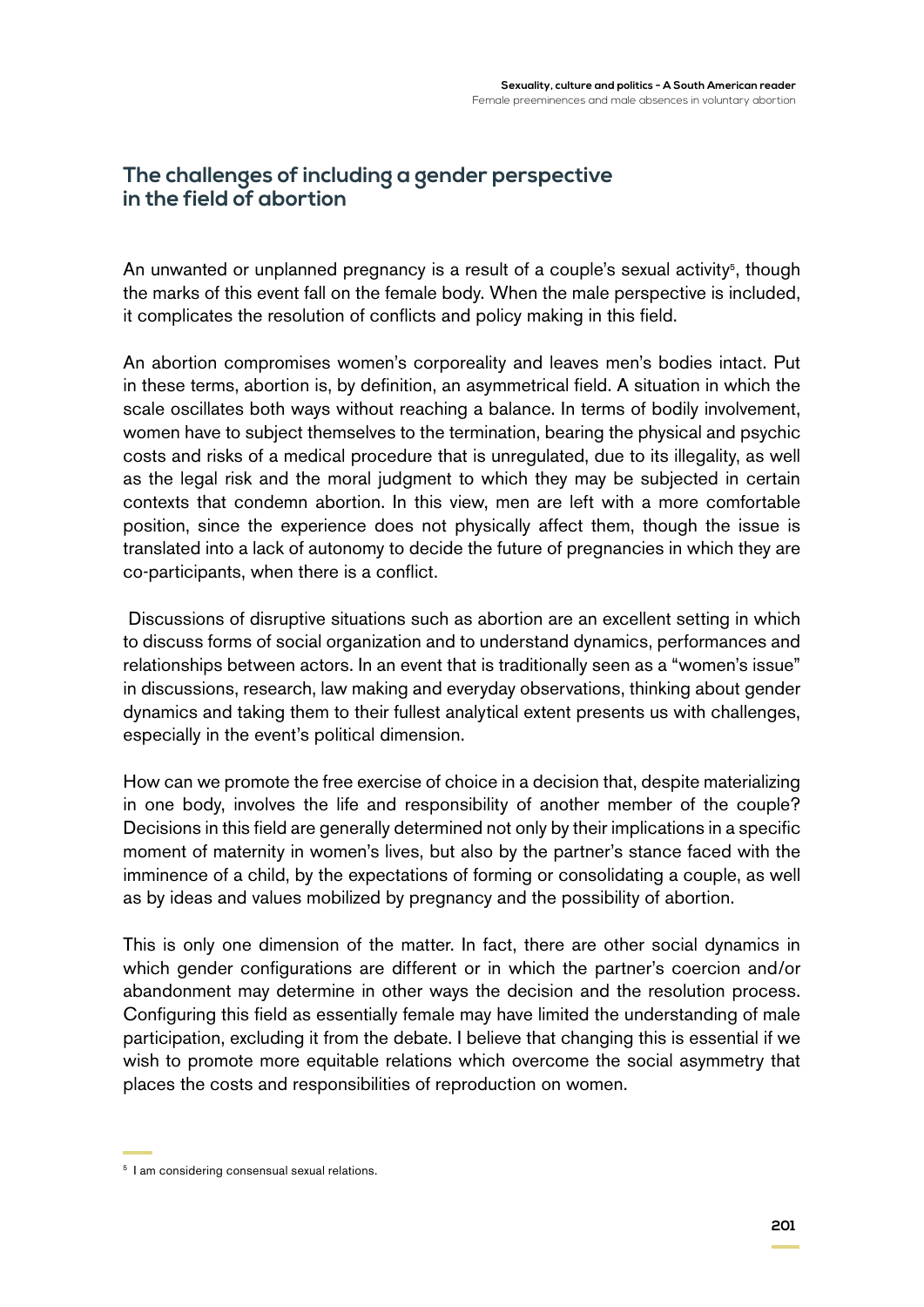## The challenges of including a gender perspective in the field of abortion

An unwanted or unplanned pregnancy is a result of a couple's sexual activity[5], though the marks of this event fall on the female body. When the male perspective is included, it complicates the resolution of conflicts and policy making in this field.

An abortion compromises women's corporeality and leaves men's bodies intact. Put in these terms, abortion is, by definition, an asymmetrical field. A situation in which the scale oscillates both ways without reaching a balance. In terms of bodily involvement, women have to subject themselves to the termination, bearing the physical and psychic costs and risks of a medical procedure that is unregulated, due to its illegality, as well as the legal risk and the moral judgment to which they may be subjected in certain contexts that condemn abortion. In this view, men are left with a more comfortable position, since the experience does not physically affect them, though the issue is translated into a lack of autonomy to decide the future of pregnancies in which they are co-participants, when there is a conflict.

Discussions of disruptive situations such as abortion are an excellent setting in which to discuss forms of social organization and to understand dynamics, performances and relationships between actors. In an event that is traditionally seen as a "women's issue" in discussions, research, law making and everyday observations, thinking about gender dynamics and taking them to their fullest analytical extent presents us with challenges, especially in the event's political dimension.

How can we promote the free exercise of choice in a decision that, despite materializing in one body, involves the life and responsibility of another member of the couple? Decisions in this field are generally determined not only by their implications in a specific moment of maternity in women's lives, but also by the partner's stance faced with the imminence of a child, by the expectations of forming or consolidating a couple, as well as by ideas and values mobilized by pregnancy and the possibility of abortion.

This is only one dimension of the matter. In fact, there are other social dynamics in which gender configurations are different or in which the partner's coercion and/or abandonment may determine in other ways the decision and the resolution process. Configuring this field as essentially female may have limited the understanding of male participation, excluding it from the debate. I believe that changing this is essential if we wish to promote more equitable relations which overcome the social asymmetry that places the costs and responsibilities of reproduction on women.

---

[5] I am considering consensual sexual relations.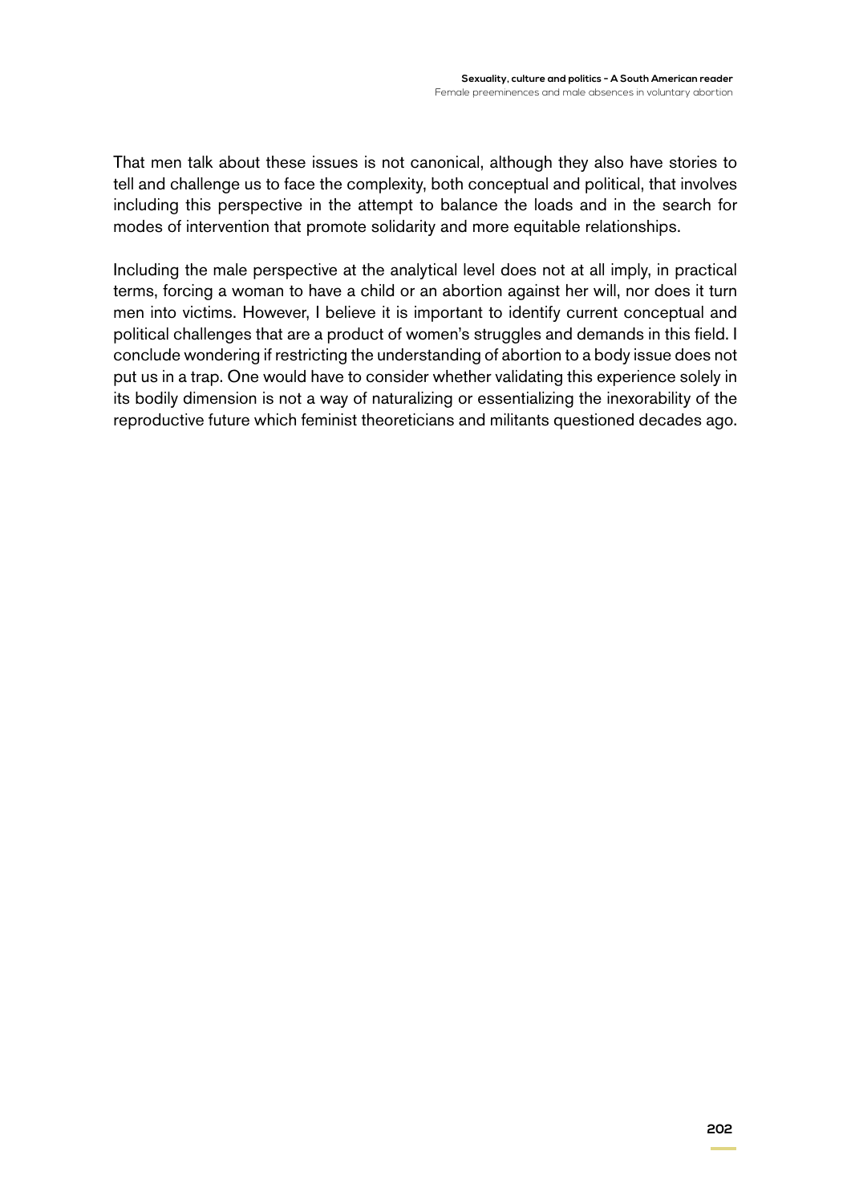That men talk about these issues is not canonical, although they also have stories to tell and challenge us to face the complexity, both conceptual and political, that involves including this perspective in the attempt to balance the loads and in the search for modes of intervention that promote solidarity and more equitable relationships.

Including the male perspective at the analytical level does not at all imply, in practical terms, forcing a woman to have a child or an abortion against her will, nor does it turn men into victims. However, I believe it is important to identify current conceptual and political challenges that are a product of women's struggles and demands in this field. I conclude wondering if restricting the understanding of abortion to a body issue does not put us in a trap. One would have to consider whether validating this experience solely in its bodily dimension is not a way of naturalizing or essentializing the inexorability of the reproductive future which feminist theoreticians and militants questioned decades ago.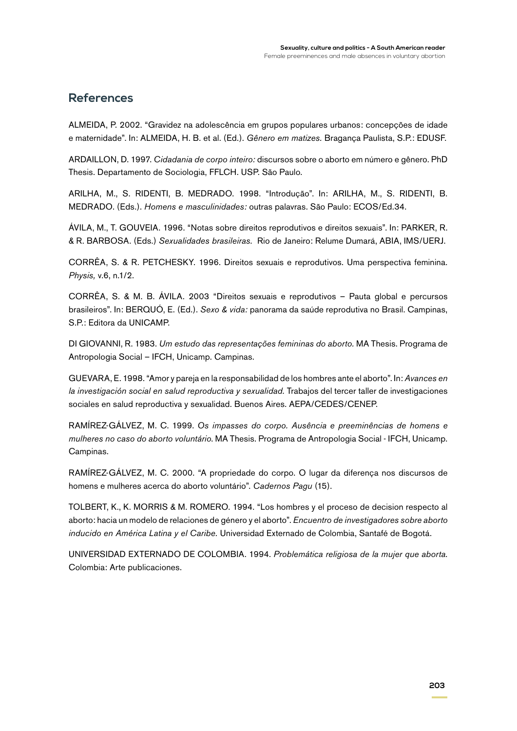## References

ALMEIDA, P. 2002. "Gravidez na adolescência em grupos populares urbanos: concepções de idade e maternidade". In: ALMEIDA, H. B. et al. (Ed.). *Gênero em matizes.* Bragança Paulista, S.P.: EDUSF.

ARDAILLON, D. 1997. *Cidadania de corpo inteiro:* discursos sobre o aborto em número e gênero. PhD Thesis. Departamento de Sociologia, FFLCH. USP. São Paulo.

ARILHA, M., S. RIDENTI, B. MEDRADO. 1998. "Introdução". In: ARILHA, M., S. RIDENTI, B. MEDRADO. (Eds.). *Homens e masculinidades:* outras palavras. São Paulo: ECOS/Ed.34.

ÁVILA, M., T. GOUVEIA. 1996. "Notas sobre direitos reprodutivos e direitos sexuais". In: PARKER, R. & R. BARBOSA. (Eds.) *Sexualidades brasileiras.* Rio de Janeiro: Relume Dumará, ABIA, IMS/UERJ.

CORRÊA, S. & R. PETCHESKY. 1996. Direitos sexuais e reprodutivos. Uma perspectiva feminina. *Physis,* v.6, n.1/2.

CORRÊA, S. & M. B. ÁVILA. 2003 "Direitos sexuais e reprodutivos – Pauta global e percursos brasileiros". In: BERQUÓ, E. (Ed.). *Sexo & vida:* panorama da saúde reprodutiva no Brasil. Campinas, S.P.: Editora da UNICAMP.

DI GIOVANNI, R. 1983. *Um estudo das representações femininas do aborto.* MA Thesis. Programa de Antropologia Social – IFCH, Unicamp. Campinas.

GUEVARA, E. 1998. "Amor y pareja en la responsabilidad de los hombres ante el aborto". In: *Avances en la investigación social en salud reproductiva y sexualidad.* Trabajos del tercer taller de investigaciones sociales en salud reproductiva y sexualidad. Buenos Aires. AEPA/CEDES/CENEP.

RAMÍREZ-GÁLVEZ, M. C. 1999. *Os impasses do corpo. Ausência e preeminências de homens e mulheres no caso do aborto voluntário.* MA Thesis. Programa de Antropologia Social - IFCH, Unicamp. Campinas.

RAMÍREZ-GÁLVEZ, M. C. 2000. "A propriedade do corpo. O lugar da diferença nos discursos de homens e mulheres acerca do aborto voluntário". *Cadernos Pagu* (15).

TOLBERT, K., K. MORRIS & M. ROMERO. 1994. "Los hombres y el proceso de decision respecto al aborto: hacia un modelo de relaciones de género y el aborto". *Encuentro de investigadores sobre aborto inducido en América Latina y el Caribe.* Universidad Externado de Colombia, Santafé de Bogotá.

UNIVERSIDAD EXTERNADO DE COLOMBIA. 1994. *Problemática religiosa de la mujer que aborta*. Colombia: Arte publicaciones.